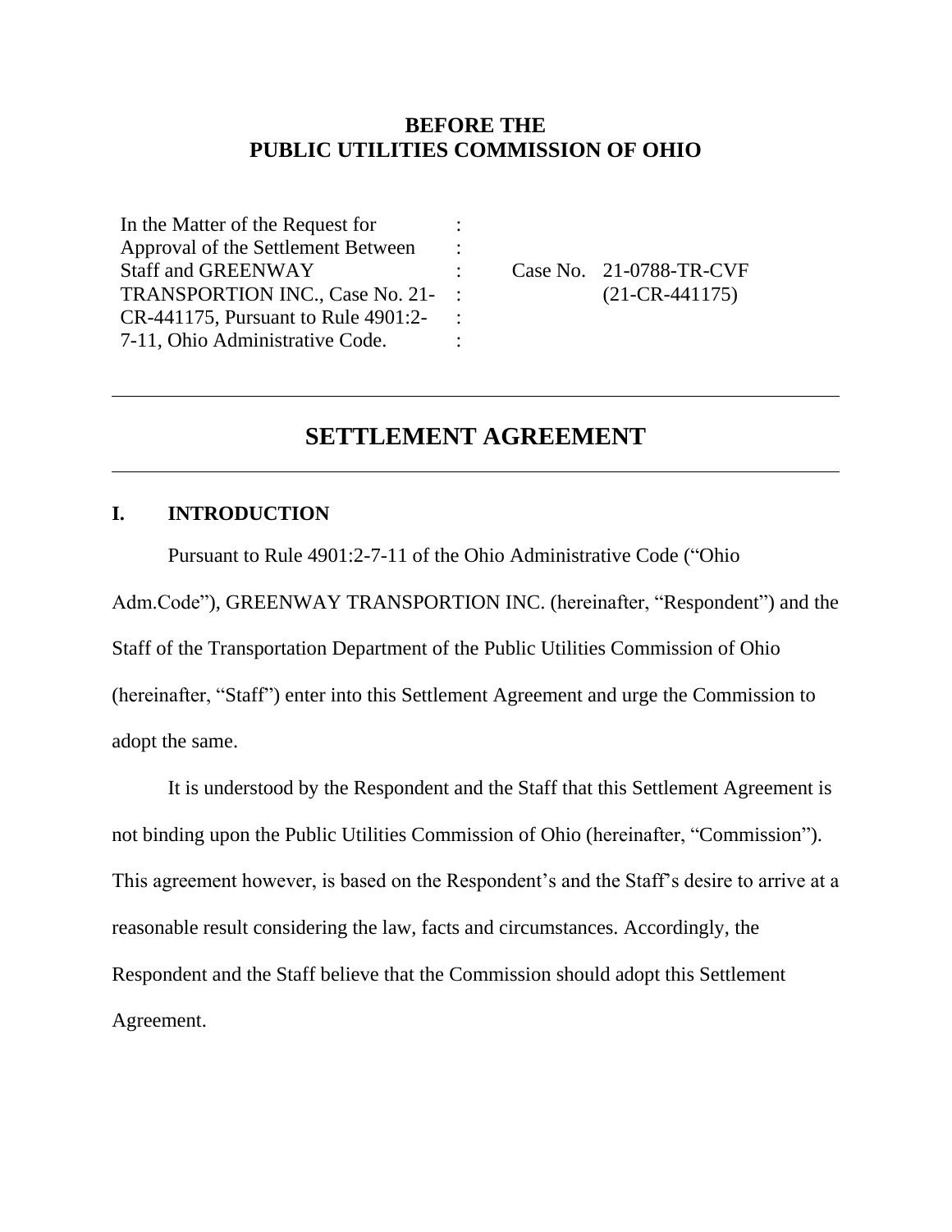**BEFORE THE**
**PUBLIC UTILITIES COMMISSION OF OHIO**

| | | |
|---|---|---|
| In the Matter of the Request for Approval of the Settlement Between Staff and GREENWAY TRANSPORTION INC., Case No. 21-CR-441175, Pursuant to Rule 4901:2-7-11, Ohio Administrative Code. | : | Case No. 21-0788-TR-CVF (21-CR-441175) |

---

# SETTLEMENT AGREEMENT

---

## I. INTRODUCTION

Pursuant to Rule 4901:2-7-11 of the Ohio Administrative Code ("Ohio Adm.Code"), GREENWAY TRANSPORTION INC. (hereinafter, "Respondent") and the Staff of the Transportation Department of the Public Utilities Commission of Ohio (hereinafter, "Staff") enter into this Settlement Agreement and urge the Commission to adopt the same.

It is understood by the Respondent and the Staff that this Settlement Agreement is not binding upon the Public Utilities Commission of Ohio (hereinafter, "Commission"). This agreement however, is based on the Respondent's and the Staff's desire to arrive at a reasonable result considering the law, facts and circumstances. Accordingly, the Respondent and the Staff believe that the Commission should adopt this Settlement Agreement.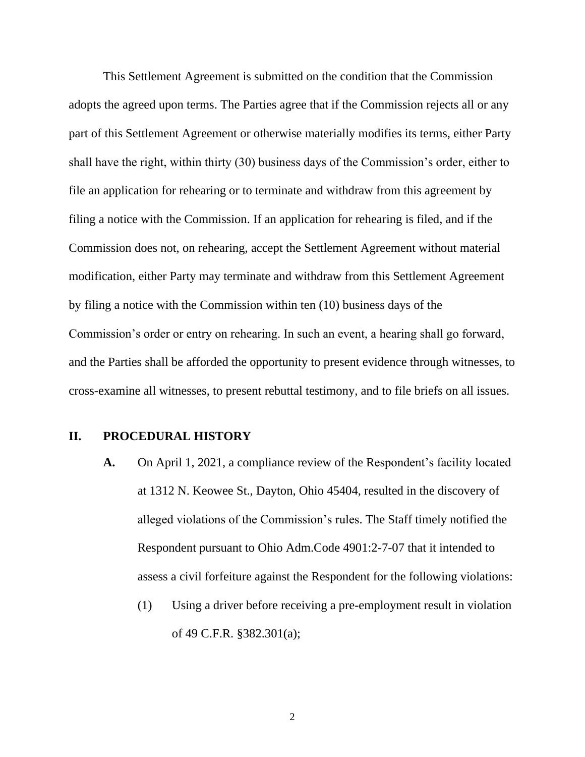This Settlement Agreement is submitted on the condition that the Commission adopts the agreed upon terms. The Parties agree that if the Commission rejects all or any part of this Settlement Agreement or otherwise materially modifies its terms, either Party shall have the right, within thirty (30) business days of the Commission's order, either to file an application for rehearing or to terminate and withdraw from this agreement by filing a notice with the Commission. If an application for rehearing is filed, and if the Commission does not, on rehearing, accept the Settlement Agreement without material modification, either Party may terminate and withdraw from this Settlement Agreement by filing a notice with the Commission within ten (10) business days of the Commission's order or entry on rehearing. In such an event, a hearing shall go forward, and the Parties shall be afforded the opportunity to present evidence through witnesses, to cross-examine all witnesses, to present rebuttal testimony, and to file briefs on all issues.

## II. PROCEDURAL HISTORY

**A.** On April 1, 2021, a compliance review of the Respondent's facility located at 1312 N. Keowee St., Dayton, Ohio 45404, resulted in the discovery of alleged violations of the Commission's rules. The Staff timely notified the Respondent pursuant to Ohio Adm.Code 4901:2-7-07 that it intended to assess a civil forfeiture against the Respondent for the following violations:

(1) Using a driver before receiving a pre-employment result in violation of 49 C.F.R. §382.301(a);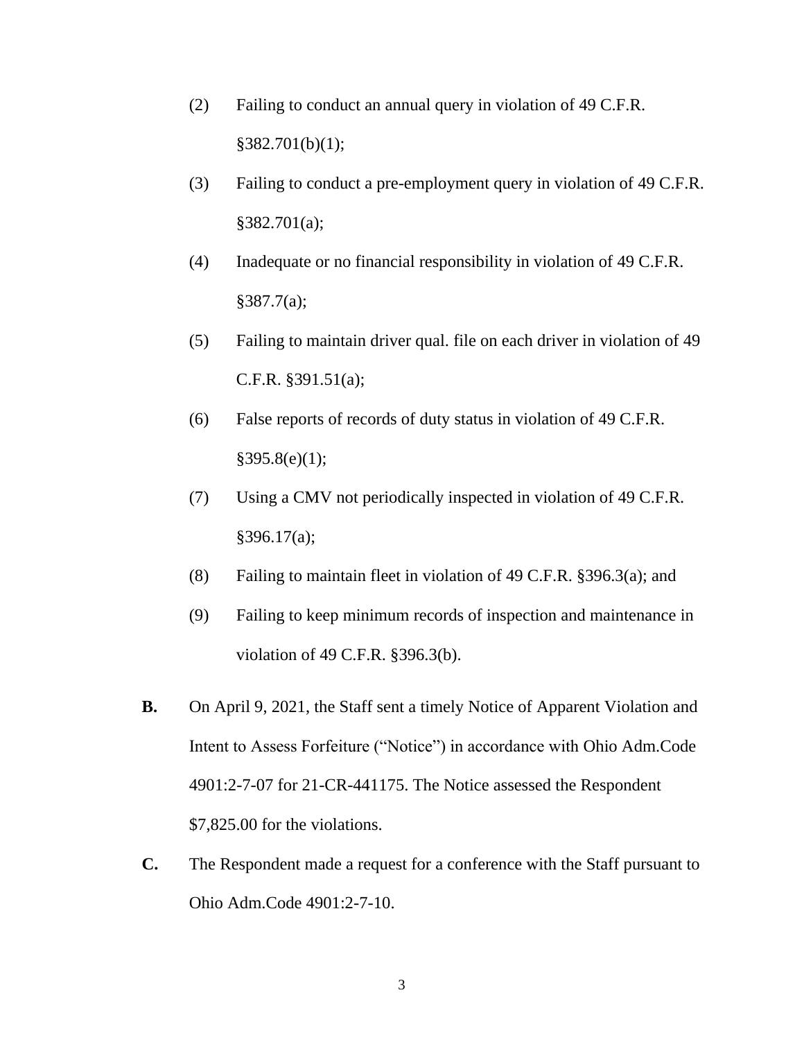(2) Failing to conduct an annual query in violation of 49 C.F.R. §382.701(b)(1);

(3) Failing to conduct a pre-employment query in violation of 49 C.F.R. §382.701(a);

(4) Inadequate or no financial responsibility in violation of 49 C.F.R. §387.7(a);

(5) Failing to maintain driver qual. file on each driver in violation of 49 C.F.R. §391.51(a);

(6) False reports of records of duty status in violation of 49 C.F.R. §395.8(e)(1);

(7) Using a CMV not periodically inspected in violation of 49 C.F.R. §396.17(a);

(8) Failing to maintain fleet in violation of 49 C.F.R. §396.3(a); and

(9) Failing to keep minimum records of inspection and maintenance in violation of 49 C.F.R. §396.3(b).

**B.** On April 9, 2021, the Staff sent a timely Notice of Apparent Violation and Intent to Assess Forfeiture ("Notice") in accordance with Ohio Adm.Code 4901:2-7-07 for 21-CR-441175. The Notice assessed the Respondent $7,825.00 for the violations.

**C.** The Respondent made a request for a conference with the Staff pursuant to Ohio Adm.Code 4901:2-7-10.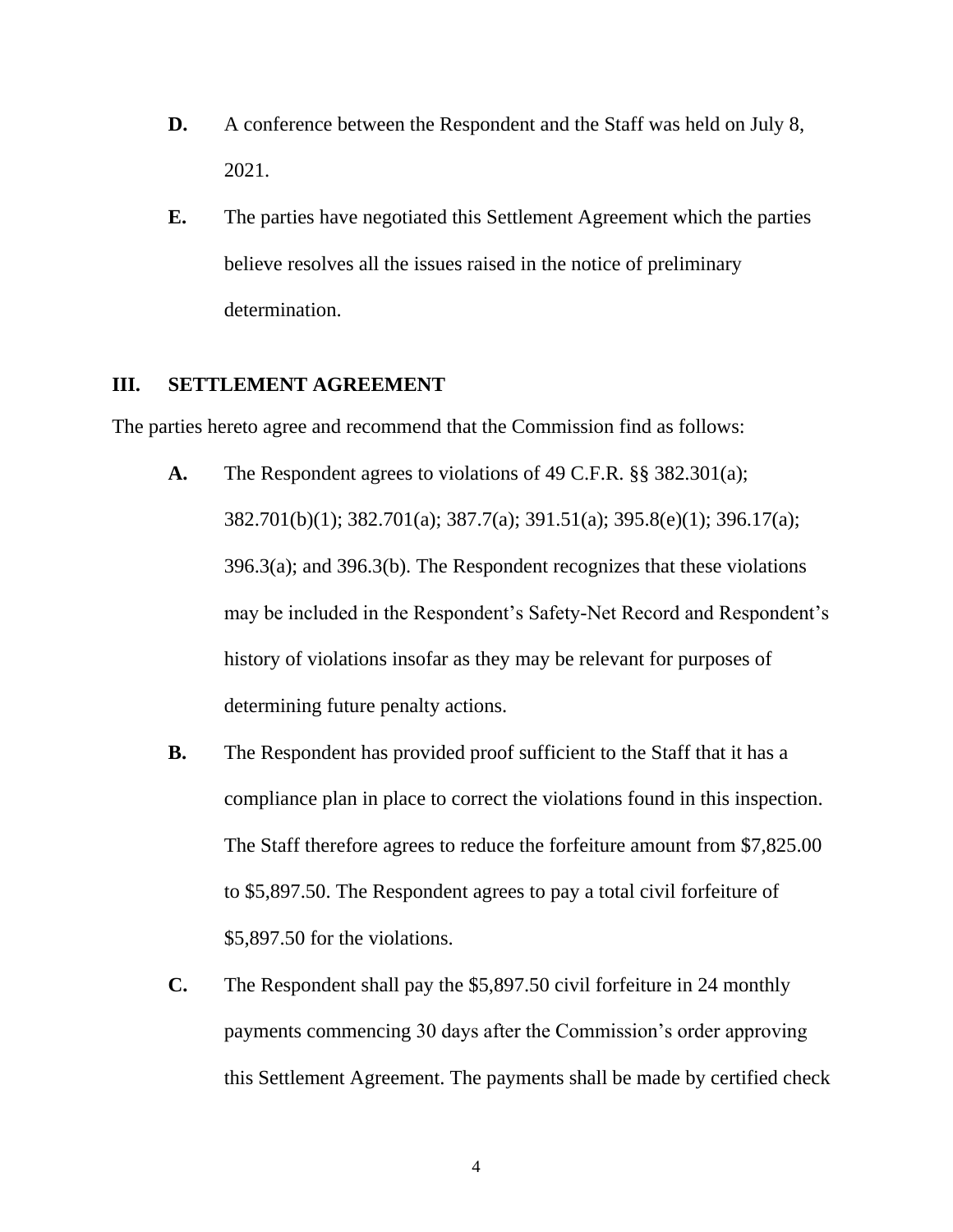**D.** A conference between the Respondent and the Staff was held on July 8, 2021.

**E.** The parties have negotiated this Settlement Agreement which the parties believe resolves all the issues raised in the notice of preliminary determination.

## III. SETTLEMENT AGREEMENT

The parties hereto agree and recommend that the Commission find as follows:

**A.** The Respondent agrees to violations of 49 C.F.R. §§ 382.301(a); 382.701(b)(1); 382.701(a); 387.7(a); 391.51(a); 395.8(e)(1); 396.17(a); 396.3(a); and 396.3(b). The Respondent recognizes that these violations may be included in the Respondent's Safety-Net Record and Respondent's history of violations insofar as they may be relevant for purposes of determining future penalty actions.

**B.** The Respondent has provided proof sufficient to the Staff that it has a compliance plan in place to correct the violations found in this inspection. The Staff therefore agrees to reduce the forfeiture amount from $7,825.00 to $5,897.50. The Respondent agrees to pay a total civil forfeiture of $5,897.50 for the violations.

**C.** The Respondent shall pay the $5,897.50 civil forfeiture in 24 monthly payments commencing 30 days after the Commission's order approving this Settlement Agreement. The payments shall be made by certified check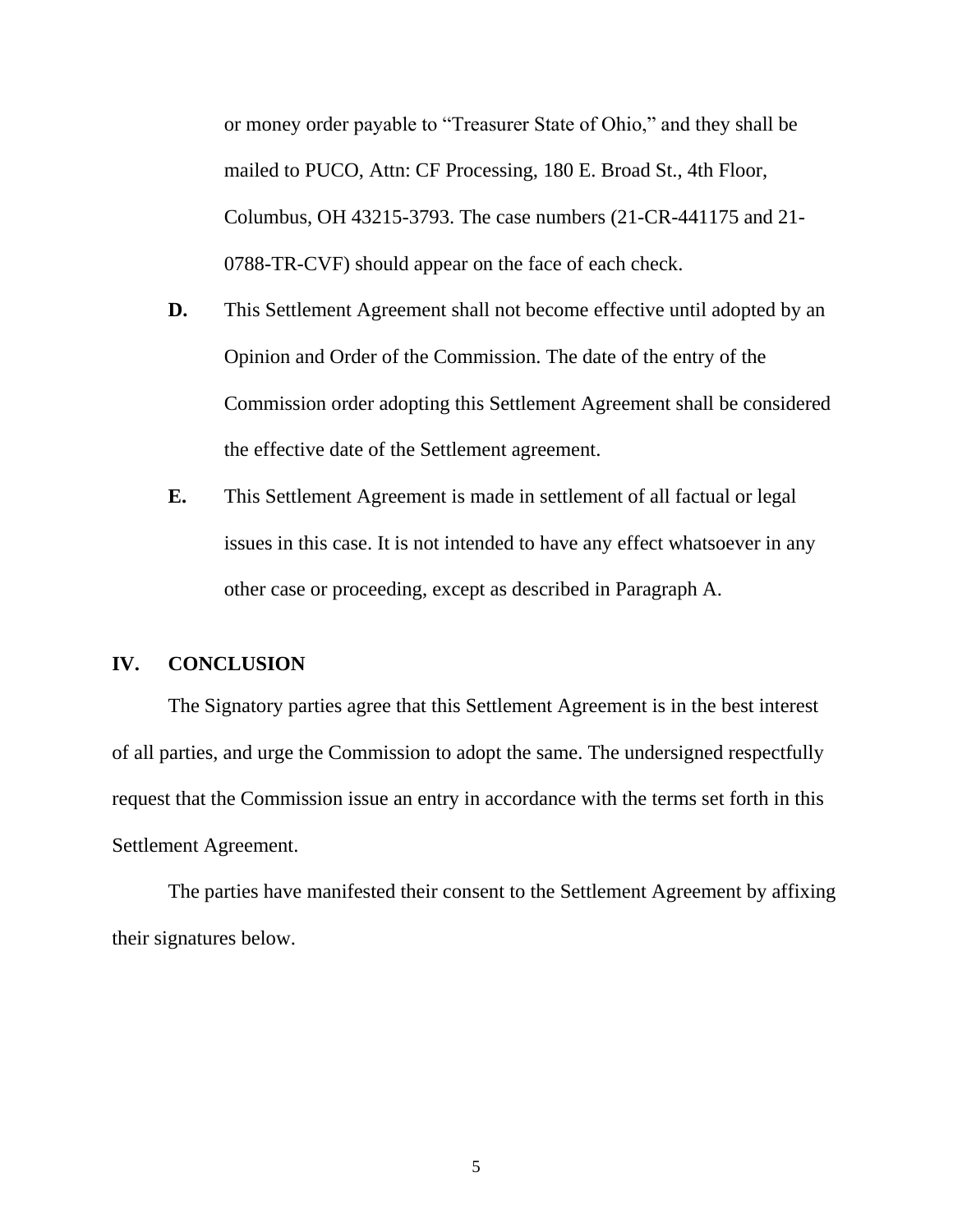or money order payable to "Treasurer State of Ohio," and they shall be mailed to PUCO, Attn: CF Processing, 180 E. Broad St., 4th Floor, Columbus, OH 43215-3793. The case numbers (21-CR-441175 and 21-0788-TR-CVF) should appear on the face of each check.

**D.** This Settlement Agreement shall not become effective until adopted by an Opinion and Order of the Commission. The date of the entry of the Commission order adopting this Settlement Agreement shall be considered the effective date of the Settlement agreement.

**E.** This Settlement Agreement is made in settlement of all factual or legal issues in this case. It is not intended to have any effect whatsoever in any other case or proceeding, except as described in Paragraph A.

## IV. CONCLUSION

The Signatory parties agree that this Settlement Agreement is in the best interest of all parties, and urge the Commission to adopt the same. The undersigned respectfully request that the Commission issue an entry in accordance with the terms set forth in this Settlement Agreement.

The parties have manifested their consent to the Settlement Agreement by affixing their signatures below.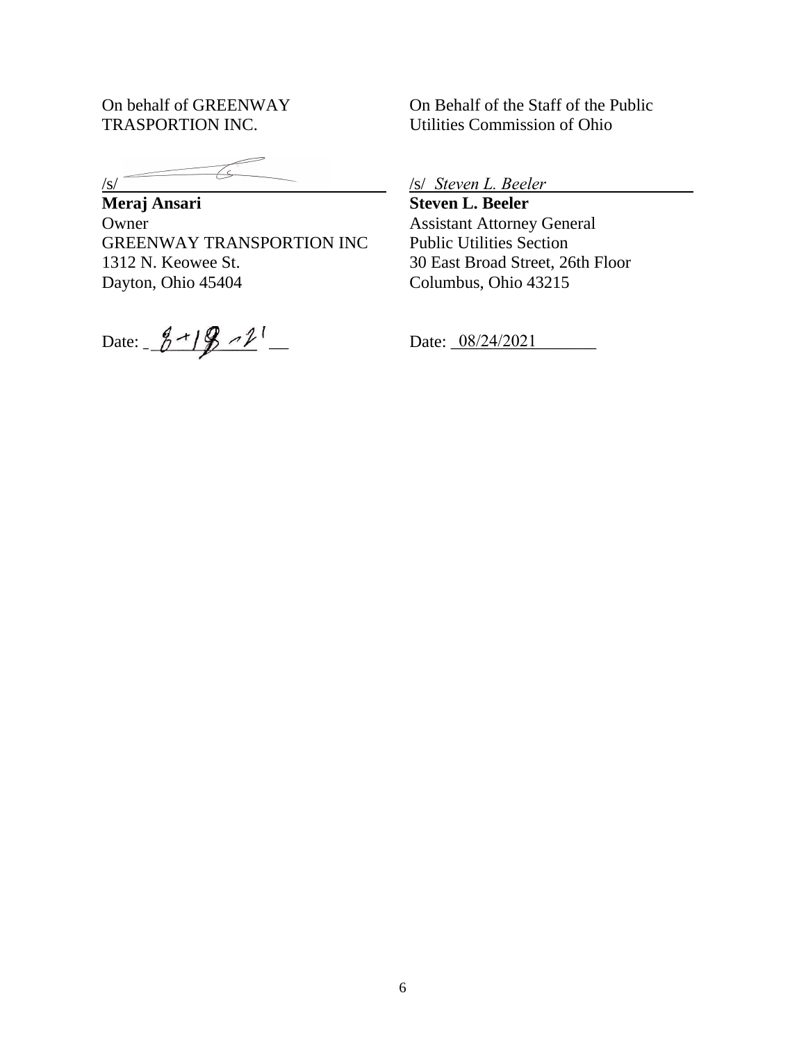On behalf of GREENWAY TRASPORTION INC.

/s/ 

**Meraj Ansari**
Owner
GREENWAY TRANSPORTION INC
1312 N. Keowee St.
Dayton, Ohio 45404

Date: 8-18-21

On Behalf of the Staff of the Public Utilities Commission of Ohio

/s/ *Steven L. Beeler*

**Steven L. Beeler**
Assistant Attorney General
Public Utilities Section
30 East Broad Street, 26th Floor
Columbus, Ohio 43215

Date: 08/24/2021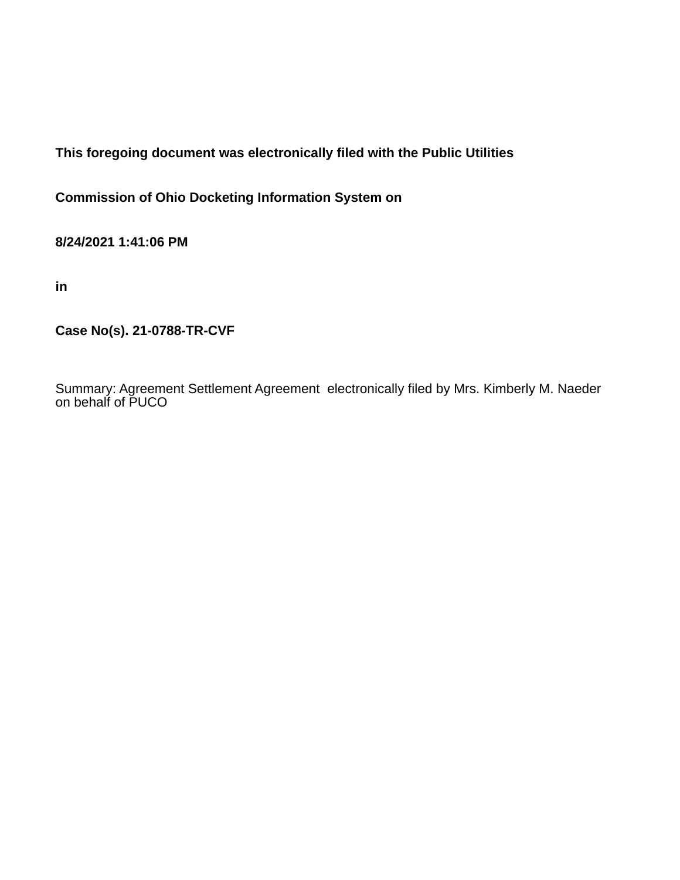**This foregoing document was electronically filed with the Public Utilities**

**Commission of Ohio Docketing Information System on**

**8/24/2021 1:41:06 PM**

**in**

**Case No(s). 21-0788-TR-CVF**

Summary: Agreement Settlement Agreement electronically filed by Mrs. Kimberly M. Naeder on behalf of PUCO